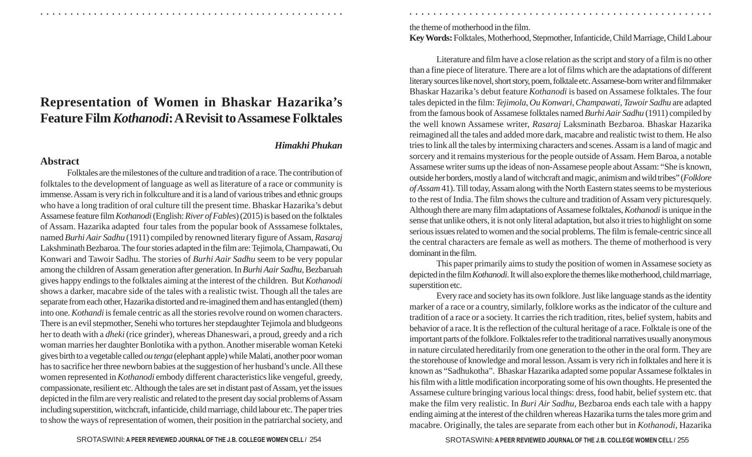# Representation of Women in Bhaskar Hazarika's Feature Film *Kothanodi*: A Revisit to Assamese Folktales

***Himakhi Phukan***

## Abstract

Folktales are the milestones of the culture and tradition of a race. The contribution of folktales to the development of language as well as literature of a race or community is immense. Assam is very rich in folkculture and it is a land of various tribes and ethnic groups who have a long tradition of oral culture till the present time. Bhaskar Hazarika's debut Assamese feature film *Kothanodi* (English: *River of Fables*) (2015) is based on the folktales of Assam. Hazarika adapted four tales from the popular book of Asssamese folktales, named *Burhi Aair Sadhu* (1911) compiled by renowned literary figure of Assam, *Rasaraj* Lakshminath Bezbaroa. The four stories adapted in the film are: Tejimola, Champawati, Ou Konwari and Tawoir Sadhu. The stories of *Burhi Aair Sadhu* seem to be very popular among the children of Assam generation after generation. In *Burhi Aair Sadhu*, Bezbaruah gives happy endings to the folktales aiming at the interest of the children. But *Kothanodi* shows a darker, macabre side of the tales with a realistic twist. Though all the tales are separate from each other, Hazarika distorted and re-imagined them and has entangled (them) into one. *Kothandi* is female centric as all the stories revolve round on women characters. There is an evil stepmother, Senehi who tortures her stepdaughter Tejimola and bludgeons her to death with a *dheki* (rice grinder), whereas Dhaneswari, a proud, greedy and a rich woman marries her daughter Bonlotika with a python. Another miserable woman Keteki gives birth to a vegetable called *ou tenga* (elephant apple) while Malati, another poor woman has to sacrifice her three newborn babies at the suggestion of her husband's uncle. All these women represented in *Kothanodi* embody different characteristics like vengeful, greedy, compassionate, resilient etc. Although the tales are set in distant past of Assam, yet the issues depicted in the film are very realistic and related to the present day social problems of Assam including superstition, witchcraft, infanticide, child marriage, child labour etc. The paper tries to show the ways of representation of women, their position in the patriarchal society, and the theme of motherhood in the film.

**Key Words:** Folktales, Motherhood, Stepmother, Infanticide, Child Marriage, Child Labour

Literature and film have a close relation as the script and story of a film is no other than a fine piece of literature. There are a lot of films which are the adaptations of different literary sources like novel, short story, poem, folktale etc. Assamese-born writer and filmmaker Bhaskar Hazarika's debut feature *Kothanodi* is based on Assamese folktales. The four tales depicted in the film: *Tejimola, Ou Konwari, Champawati, Tawoir Sadhu* are adapted from the famous book of Assamese folktales named *Burhi Aair Sadhu* (1911) compiled by the well known Assamese writer, *Rasaraj* Laksminath Bezbaroa. Bhaskar Hazarika reimagined all the tales and added more dark, macabre and realistic twist to them. He also tries to link all the tales by intermixing characters and scenes. Assam is a land of magic and sorcery and it remains mysterious for the people outside of Assam. Hem Baroa, a notable Assamese writer sums up the ideas of non-Assamese people about Assam: "She is known, outside her borders, mostly a land of witchcraft and magic, animism and wild tribes" (*Folklore of Assam* 41). Till today, Assam along with the North Eastern states seems to be mysterious to the rest of India. The film shows the culture and tradition of Assam very picturesquely. Although there are many film adaptations of Assamese folktales, *Kothanodi* is unique in the sense that unlike others, it is not only literal adaptation, but also it tries to highlight on some serious issues related to women and the social problems. The film is female-centric since all the central characters are female as well as mothers. The theme of motherhood is very dominant in the film.

This paper primarily aims to study the position of women in Assamese society as depicted in the film *Kothanodi*. It will also explore the themes like motherhood, child marriage, superstition etc.

Every race and society has its own folklore. Just like language stands as the identity marker of a race or a country, similarly, folklore works as the indicator of the culture and tradition of a race or a society. It carries the rich tradition, rites, belief system, habits and behavior of a race. It is the reflection of the cultural heritage of a race. Folktale is one of the important parts of the folklore. Folktales refer to the traditional narratives usually anonymous in nature circulated hereditarily from one generation to the other in the oral form. They are the storehouse of knowledge and moral lesson. Assam is very rich in folktales and here it is known as "Sadhukotha". Bhaskar Hazarika adapted some popular Assamese folktales in his film with a little modification incorporating some of his own thoughts. He presented the Assamese culture bringing various local things: dress, food habit, belief system etc. that make the film very realistic. In *Buri Air Sadhu,* Bezbaroa ends each tale with a happy ending aiming at the interest of the children whereas Hazarika turns the tales more grim and macabre. Originally, the tales are separate from each other but in *Kothanodi,* Hazarika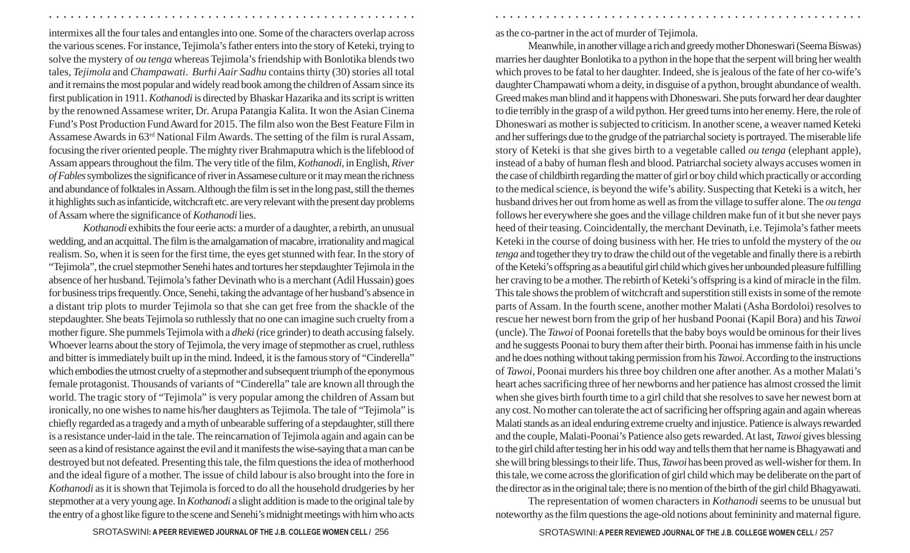intermixes all the four tales and entangles into one. Some of the characters overlap across the various scenes. For instance, Tejimola's father enters into the story of Keteki, trying to solve the mystery of *ou tenga* whereas Tejimola's friendship with Bonlotika blends two tales, *Tejimola* and *Champawati*. *Burhi Aair Sadhu* contains thirty (30) stories all total and it remains the most popular and widely read book among the children of Assam since its first publication in 1911. *Kothanodi* is directed by Bhaskar Hazarika and its script is written by the renowned Assamese writer, Dr. Arupa Patangia Kalita. It won the Asian Cinema Fund's Post Production Fund Award for 2015. The film also won the Best Feature Film in Assamese Awards in 63rd National Film Awards. The setting of the film is rural Assam, focusing the river oriented people. The mighty river Brahmaputra which is the lifeblood of Assam appears throughout the film. The very title of the film, *Kothanodi*, in English, *River of Fables* symbolizes the significance of river in Assamese culture or it may mean the richness and abundance of folktales in Assam. Although the film is set in the long past, still the themes it highlights such as infanticide, witchcraft etc. are very relevant with the present day problems of Assam where the significance of *Kothanodi* lies.

*Kothanodi* exhibits the four eerie acts: a murder of a daughter, a rebirth, an unusual wedding, and an acquittal. The film is the amalgamation of macabre, irrationality and magical realism. So, when it is seen for the first time, the eyes get stunned with fear. In the story of "Tejimola", the cruel stepmother Senehi hates and tortures her stepdaughter Tejimola in the absence of her husband. Tejimola's father Devinath who is a merchant (Adil Hussain) goes for business trips frequently. Once, Senehi, taking the advantage of her husband's absence in a distant trip plots to murder Tejimola so that she can get free from the shackle of the stepdaughter. She beats Tejimola so ruthlessly that no one can imagine such cruelty from a mother figure. She pummels Tejimola with a *dheki* (rice grinder) to death accusing falsely. Whoever learns about the story of Tejimola, the very image of stepmother as cruel, ruthless and bitter is immediately built up in the mind. Indeed, it is the famous story of "Cinderella" which embodies the utmost cruelty of a stepmother and subsequent triumph of the eponymous female protagonist. Thousands of variants of "Cinderella" tale are known all through the world. The tragic story of "Tejimola" is very popular among the children of Assam but ironically, no one wishes to name his/her daughters as Tejimola. The tale of "Tejimola" is chiefly regarded as a tragedy and a myth of unbearable suffering of a stepdaughter, still there is a resistance under-laid in the tale. The reincarnation of Tejimola again and again can be seen as a kind of resistance against the evil and it manifests the wise-saying that a man can be destroyed but not defeated. Presenting this tale, the film questions the idea of motherhood and the ideal figure of a mother. The issue of child labour is also brought into the fore in *Kothanodi* as it is shown that Tejimola is forced to do all the household drudgeries by her stepmother at a very young age. In *Kothanodi* a slight addition is made to the original tale by the entry of a ghost like figure to the scene and Senehi's midnight meetings with him who acts as the co-partner in the act of murder of Tejimola.

Meanwhile, in another village a rich and greedy mother Dhoneswari (Seema Biswas) marries her daughter Bonlotika to a python in the hope that the serpent will bring her wealth which proves to be fatal to her daughter. Indeed, she is jealous of the fate of her co-wife's daughter Champawati whom a deity, in disguise of a python, brought abundance of wealth. Greed makes man blind and it happens with Dhoneswari. She puts forward her dear daughter to die terribly in the grasp of a wild python. Her greed turns into her enemy. Here, the role of Dhoneswari as mother is subjected to criticism. In another scene, a weaver named Keteki and her sufferings due to the grudge of the patriarchal society is portrayed. The miserable life story of Keteki is that she gives birth to a vegetable called *ou tenga* (elephant apple), instead of a baby of human flesh and blood. Patriarchal society always accuses women in the case of childbirth regarding the matter of girl or boy child which practically or according to the medical science, is beyond the wife's ability. Suspecting that Keteki is a witch, her husband drives her out from home as well as from the village to suffer alone. The *ou tenga* follows her everywhere she goes and the village children make fun of it but she never pays heed of their teasing. Coincidentally, the merchant Devinath, i.e. Tejimola's father meets Keteki in the course of doing business with her. He tries to unfold the mystery of the *ou tenga* and together they try to draw the child out of the vegetable and finally there is a rebirth of the Keteki's offspring as a beautiful girl child which gives her unbounded pleasure fulfilling her craving to be a mother. The rebirth of Keteki's offspring is a kind of miracle in the film. This tale shows the problem of witchcraft and superstition still exists in some of the remote parts of Assam. In the fourth scene, another mother Malati (Asha Bordoloi) resolves to rescue her newest born from the grip of her husband Poonai (Kapil Bora) and his *Tawoi* (uncle). The *Tawoi* of Poonai foretells that the baby boys would be ominous for their lives and he suggests Poonai to bury them after their birth. Poonai has immense faith in his uncle and he does nothing without taking permission from his *Tawoi*. According to the instructions of *Tawoi*, Poonai murders his three boy children one after another. As a mother Malati's heart aches sacrificing three of her newborns and her patience has almost crossed the limit when she gives birth fourth time to a girl child that she resolves to save her newest born at any cost. No mother can tolerate the act of sacrificing her offspring again and again whereas Malati stands as an ideal enduring extreme cruelty and injustice. Patience is always rewarded and the couple, Malati-Poonai's Patience also gets rewarded. At last, *Tawoi* gives blessing to the girl child after testing her in his odd way and tells them that her name is Bhagyawati and she will bring blessings to their life. Thus, *Tawoi* has been proved as well-wisher for them. In this tale, we come across the glorification of girl child which may be deliberate on the part of the director as in the original tale; there is no mention of the birth of the girl child Bhagyawati.

The representation of women characters in *Kothanodi* seems to be unusual but noteworthy as the film questions the age-old notions about femininity and maternal figure.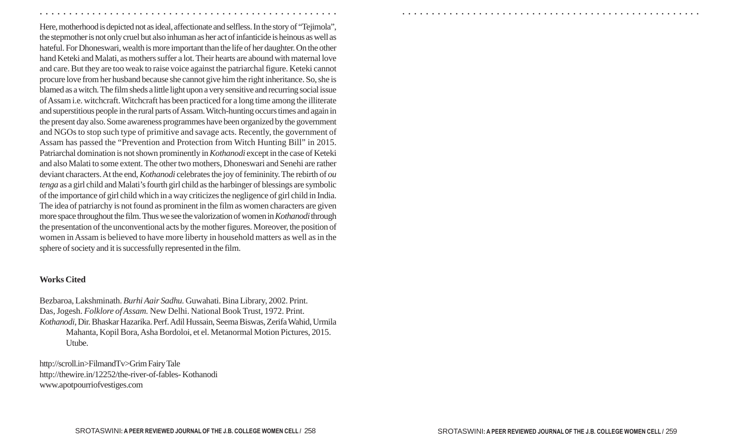Here, motherhood is depicted not as ideal, affectionate and selfless. In the story of "Tejimola", the stepmother is not only cruel but also inhuman as her act of infanticide is heinous as well as hateful. For Dhoneswari, wealth is more important than the life of her daughter. On the other hand Keteki and Malati, as mothers suffer a lot. Their hearts are abound with maternal love and care. But they are too weak to raise voice against the patriarchal figure. Keteki cannot procure love from her husband because she cannot give him the right inheritance. So, she is blamed as a witch. The film sheds a little light upon a very sensitive and recurring social issue of Assam i.e. witchcraft. Witchcraft has been practiced for a long time among the illiterate and superstitious people in the rural parts of Assam. Witch-hunting occurs times and again in the present day also. Some awareness programmes have been organized by the government and NGOs to stop such type of primitive and savage acts. Recently, the government of Assam has passed the "Prevention and Protection from Witch Hunting Bill" in 2015. Patriarchal domination is not shown prominently in *Kothanodi* except in the case of Keteki and also Malati to some extent. The other two mothers, Dhoneswari and Senehi are rather deviant characters. At the end, *Kothanodi* celebrates the joy of femininity. The rebirth of *ou tenga* as a girl child and Malati's fourth girl child as the harbinger of blessings are symbolic of the importance of girl child which in a way criticizes the negligence of girl child in India. The idea of patriarchy is not found as prominent in the film as women characters are given more space throughout the film. Thus we see the valorization of women in *Kothanodi* through the presentation of the unconventional acts by the mother figures. Moreover, the position of women in Assam is believed to have more liberty in household matters as well as in the sphere of society and it is successfully represented in the film.

## Works Cited

Bezbaroa, Lakshminath. *Burhi Aair Sadhu.* Guwahati. Bina Library, 2002. Print.

Das, Jogesh. *Folklore of Assam.* New Delhi. National Book Trust, 1972. Print.

*Kothanodi*, Dir. Bhaskar Hazarika. Perf. Adil Hussain, Seema Biswas, Zerifa Wahid, Urmila Mahanta, Kopil Bora, Asha Bordoloi, et el. Metanormal Motion Pictures, 2015. Utube.

http://scroll.in>FilmandTv>Grim Fairy Tale

http://thewire.in/12252/the-river-of-fables- Kothanodi

www.apotpourriofvestiges.com